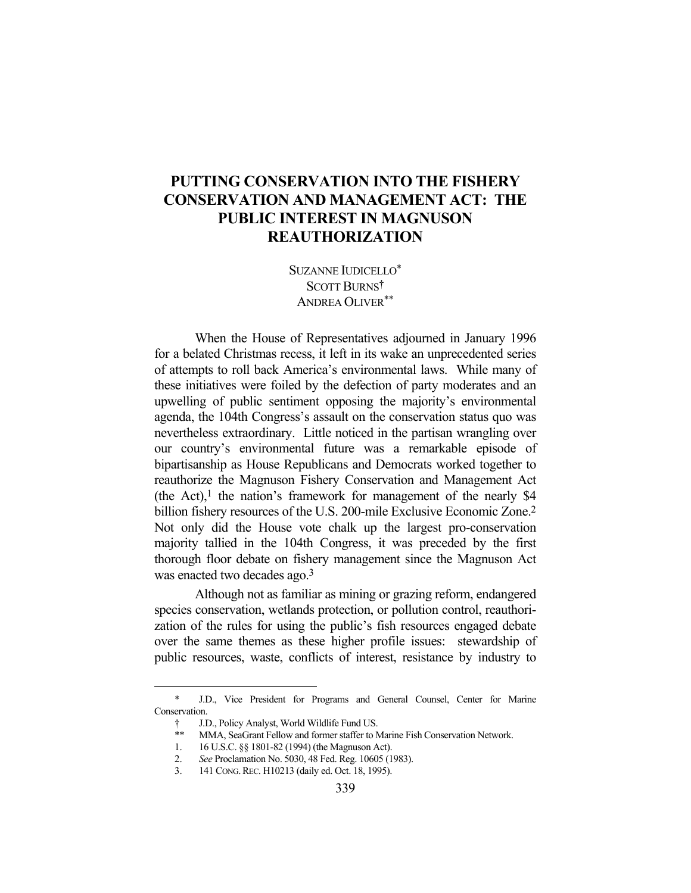# PUTTING CONSERVATION INTO THE FISHERY CONSERVATION AND MANAGEMENT ACT: THE PUBLIC INTEREST IN MAGNUSON REAUTHORIZATION

SUZANNE IUDICELLO*
SCOTT BURNS†
ANDREA OLIVER**

When the House of Representatives adjourned in January 1996 for a belated Christmas recess, it left in its wake an unprecedented series of attempts to roll back America's environmental laws. While many of these initiatives were foiled by the defection of party moderates and an upwelling of public sentiment opposing the majority's environmental agenda, the 104th Congress's assault on the conservation status quo was nevertheless extraordinary. Little noticed in the partisan wrangling over our country's environmental future was a remarkable episode of bipartisanship as House Republicans and Democrats worked together to reauthorize the Magnuson Fishery Conservation and Management Act (the Act),[1] the nation's framework for management of the nearly $4 billion fishery resources of the U.S. 200-mile Exclusive Economic Zone.[2] Not only did the House vote chalk up the largest pro-conservation majority tallied in the 104th Congress, it was preceded by the first thorough floor debate on fishery management since the Magnuson Act was enacted two decades ago.[3]

Although not as familiar as mining or grazing reform, endangered species conservation, wetlands protection, or pollution control, reauthorization of the rules for using the public's fish resources engaged debate over the same themes as these higher profile issues: stewardship of public resources, waste, conflicts of interest, resistance by industry to

---

\* J.D., Vice President for Programs and General Counsel, Center for Marine Conservation.

† J.D., Policy Analyst, World Wildlife Fund US.

\*\* MMA, SeaGrant Fellow and former staffer to Marine Fish Conservation Network.

1. 16 U.S.C. §§ 1801-82 (1994) (the Magnuson Act).
2. *See* Proclamation No. 5030, 48 Fed. Reg. 10605 (1983).
3. 141 CONG. REC. H10213 (daily ed. Oct. 18, 1995).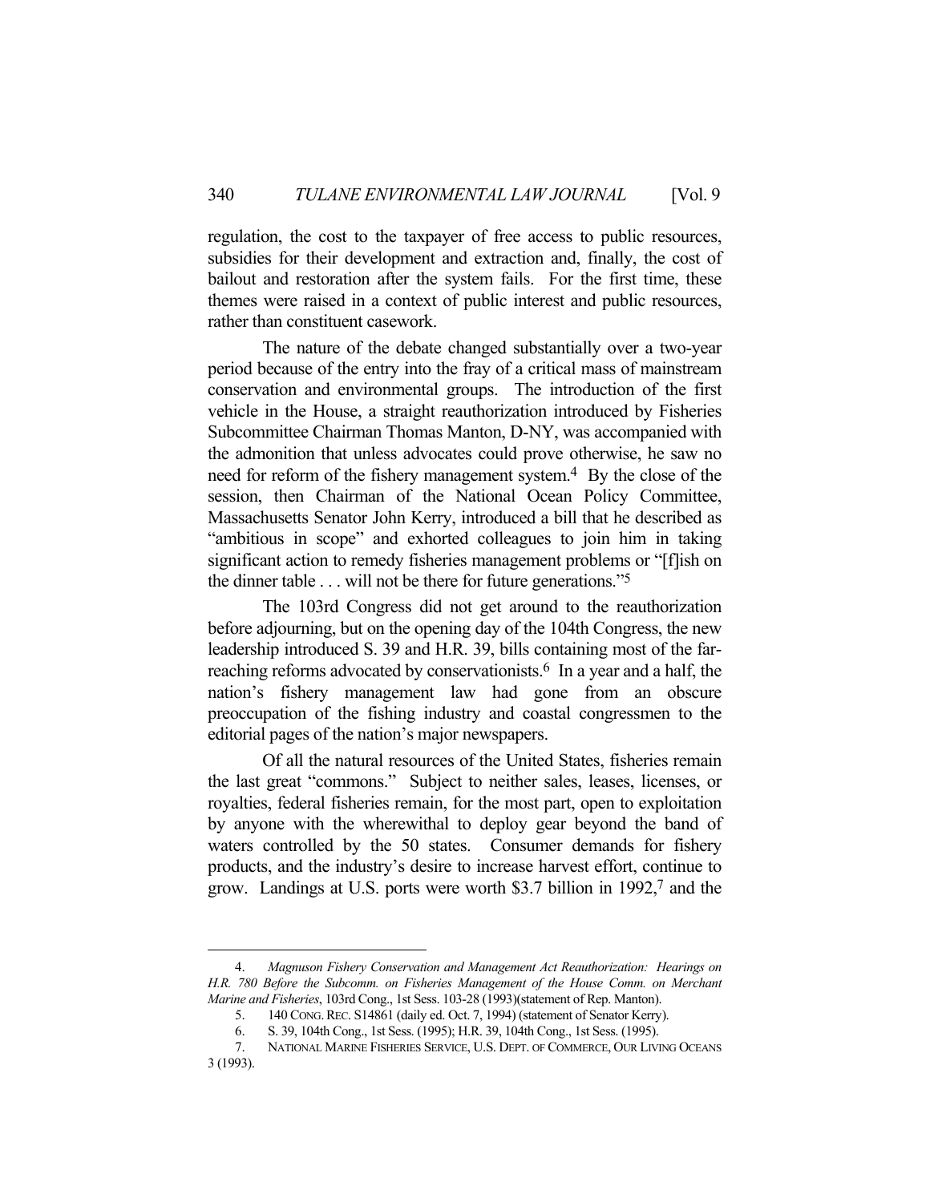regulation, the cost to the taxpayer of free access to public resources, subsidies for their development and extraction and, finally, the cost of bailout and restoration after the system fails. For the first time, these themes were raised in a context of public interest and public resources, rather than constituent casework.

The nature of the debate changed substantially over a two-year period because of the entry into the fray of a critical mass of mainstream conservation and environmental groups. The introduction of the first vehicle in the House, a straight reauthorization introduced by Fisheries Subcommittee Chairman Thomas Manton, D-NY, was accompanied with the admonition that unless advocates could prove otherwise, he saw no need for reform of the fishery management system.[4] By the close of the session, then Chairman of the National Ocean Policy Committee, Massachusetts Senator John Kerry, introduced a bill that he described as "ambitious in scope" and exhorted colleagues to join him in taking significant action to remedy fisheries management problems or "[f]ish on the dinner table . . . will not be there for future generations."[5]

The 103rd Congress did not get around to the reauthorization before adjourning, but on the opening day of the 104th Congress, the new leadership introduced S. 39 and H.R. 39, bills containing most of the far-reaching reforms advocated by conservationists.[6] In a year and a half, the nation's fishery management law had gone from an obscure preoccupation of the fishing industry and coastal congressmen to the editorial pages of the nation's major newspapers.

Of all the natural resources of the United States, fisheries remain the last great "commons." Subject to neither sales, leases, licenses, or royalties, federal fisheries remain, for the most part, open to exploitation by anyone with the wherewithal to deploy gear beyond the band of waters controlled by the 50 states. Consumer demands for fishery products, and the industry's desire to increase harvest effort, continue to grow. Landings at U.S. ports were worth \$3.7 billion in 1992,[7] and the

---

4. *Magnuson Fishery Conservation and Management Act Reauthorization: Hearings on H.R. 780 Before the Subcomm. on Fisheries Management of the House Comm. on Merchant Marine and Fisheries*, 103rd Cong., 1st Sess. 103-28 (1993)(statement of Rep. Manton).

5. 140 CONG. REC. S14861 (daily ed. Oct. 7, 1994) (statement of Senator Kerry).

6. S. 39, 104th Cong., 1st Sess. (1995); H.R. 39, 104th Cong., 1st Sess. (1995).

7. NATIONAL MARINE FISHERIES SERVICE, U.S. DEPT. OF COMMERCE, OUR LIVING OCEANS 3 (1993).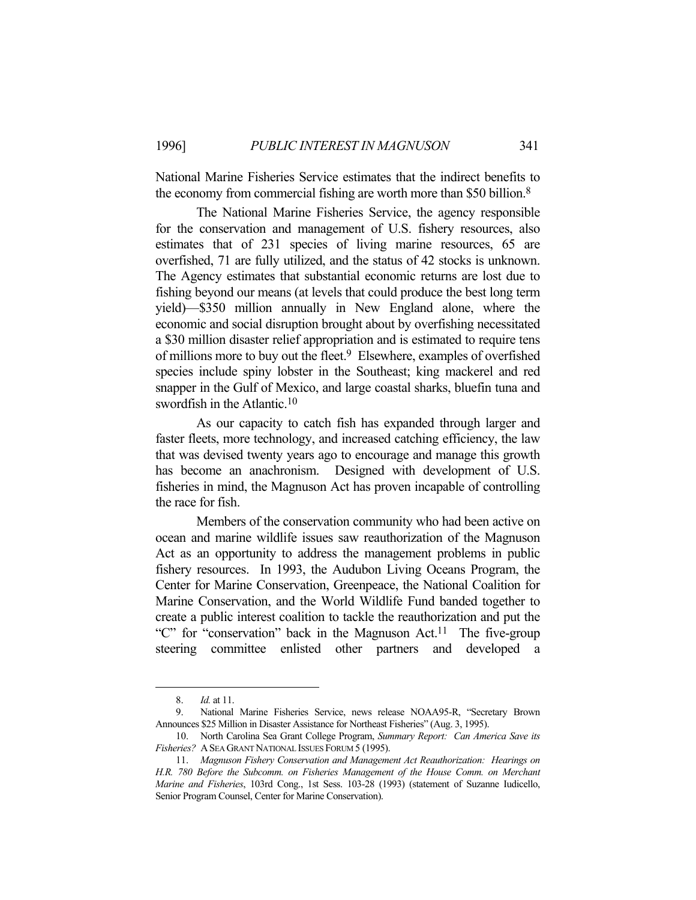National Marine Fisheries Service estimates that the indirect benefits to the economy from commercial fishing are worth more than $50 billion.[8]

The National Marine Fisheries Service, the agency responsible for the conservation and management of U.S. fishery resources, also estimates that of 231 species of living marine resources, 65 are overfished, 71 are fully utilized, and the status of 42 stocks is unknown. The Agency estimates that substantial economic returns are lost due to fishing beyond our means (at levels that could produce the best long term yield)—$350 million annually in New England alone, where the economic and social disruption brought about by overfishing necessitated a $30 million disaster relief appropriation and is estimated to require tens of millions more to buy out the fleet.[9] Elsewhere, examples of overfished species include spiny lobster in the Southeast; king mackerel and red snapper in the Gulf of Mexico, and large coastal sharks, bluefin tuna and swordfish in the Atlantic.[10]

As our capacity to catch fish has expanded through larger and faster fleets, more technology, and increased catching efficiency, the law that was devised twenty years ago to encourage and manage this growth has become an anachronism. Designed with development of U.S. fisheries in mind, the Magnuson Act has proven incapable of controlling the race for fish.

Members of the conservation community who had been active on ocean and marine wildlife issues saw reauthorization of the Magnuson Act as an opportunity to address the management problems in public fishery resources. In 1993, the Audubon Living Oceans Program, the Center for Marine Conservation, Greenpeace, the National Coalition for Marine Conservation, and the World Wildlife Fund banded together to create a public interest coalition to tackle the reauthorization and put the "C" for "conservation" back in the Magnuson Act.[11] The five-group steering committee enlisted other partners and developed a

---

8. *Id.* at 11.

9. National Marine Fisheries Service, news release NOAA95-R, "Secretary Brown Announces $25 Million in Disaster Assistance for Northeast Fisheries" (Aug. 3, 1995).

10. North Carolina Sea Grant College Program, *Summary Report: Can America Save its Fisheries?* A SEA GRANT NATIONAL ISSUES FORUM 5 (1995).

11. *Magnuson Fishery Conservation and Management Act Reauthorization: Hearings on H.R. 780 Before the Subcomm. on Fisheries Management of the House Comm. on Merchant Marine and Fisheries*, 103rd Cong., 1st Sess. 103-28 (1993) (statement of Suzanne Iudicello, Senior Program Counsel, Center for Marine Conservation).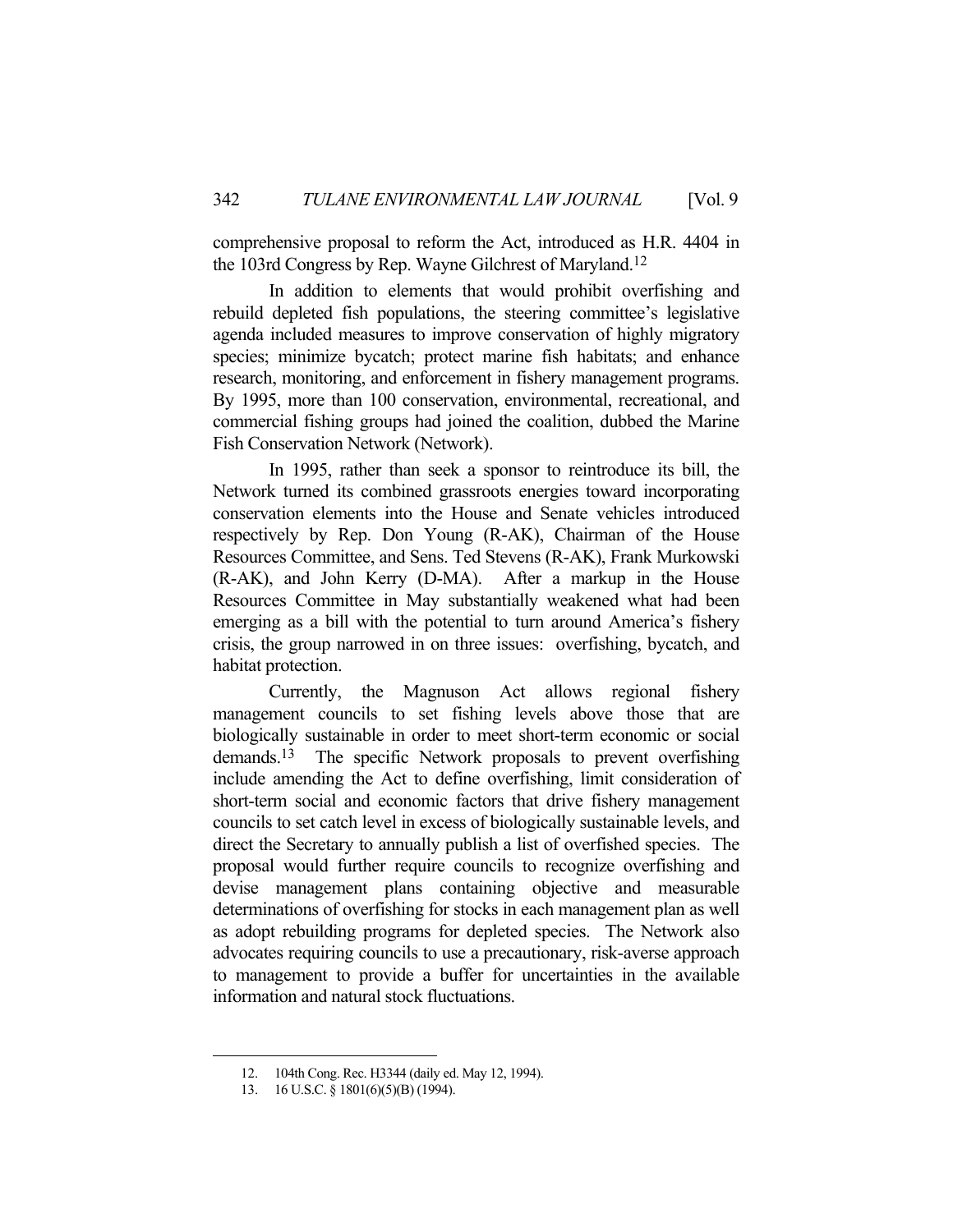comprehensive proposal to reform the Act, introduced as H.R. 4404 in the 103rd Congress by Rep. Wayne Gilchrest of Maryland.[12]

In addition to elements that would prohibit overfishing and rebuild depleted fish populations, the steering committee's legislative agenda included measures to improve conservation of highly migratory species; minimize bycatch; protect marine fish habitats; and enhance research, monitoring, and enforcement in fishery management programs. By 1995, more than 100 conservation, environmental, recreational, and commercial fishing groups had joined the coalition, dubbed the Marine Fish Conservation Network (Network).

In 1995, rather than seek a sponsor to reintroduce its bill, the Network turned its combined grassroots energies toward incorporating conservation elements into the House and Senate vehicles introduced respectively by Rep. Don Young (R-AK), Chairman of the House Resources Committee, and Sens. Ted Stevens (R-AK), Frank Murkowski (R-AK), and John Kerry (D-MA). After a markup in the House Resources Committee in May substantially weakened what had been emerging as a bill with the potential to turn around America's fishery crisis, the group narrowed in on three issues: overfishing, bycatch, and habitat protection.

Currently, the Magnuson Act allows regional fishery management councils to set fishing levels above those that are biologically sustainable in order to meet short-term economic or social demands.[13] The specific Network proposals to prevent overfishing include amending the Act to define overfishing, limit consideration of short-term social and economic factors that drive fishery management councils to set catch level in excess of biologically sustainable levels, and direct the Secretary to annually publish a list of overfished species. The proposal would further require councils to recognize overfishing and devise management plans containing objective and measurable determinations of overfishing for stocks in each management plan as well as adopt rebuilding programs for depleted species. The Network also advocates requiring councils to use a precautionary, risk-averse approach to management to provide a buffer for uncertainties in the available information and natural stock fluctuations.

---

12. 104th Cong. Rec. H3344 (daily ed. May 12, 1994).

13. 16 U.S.C. § 1801(6)(5)(B) (1994).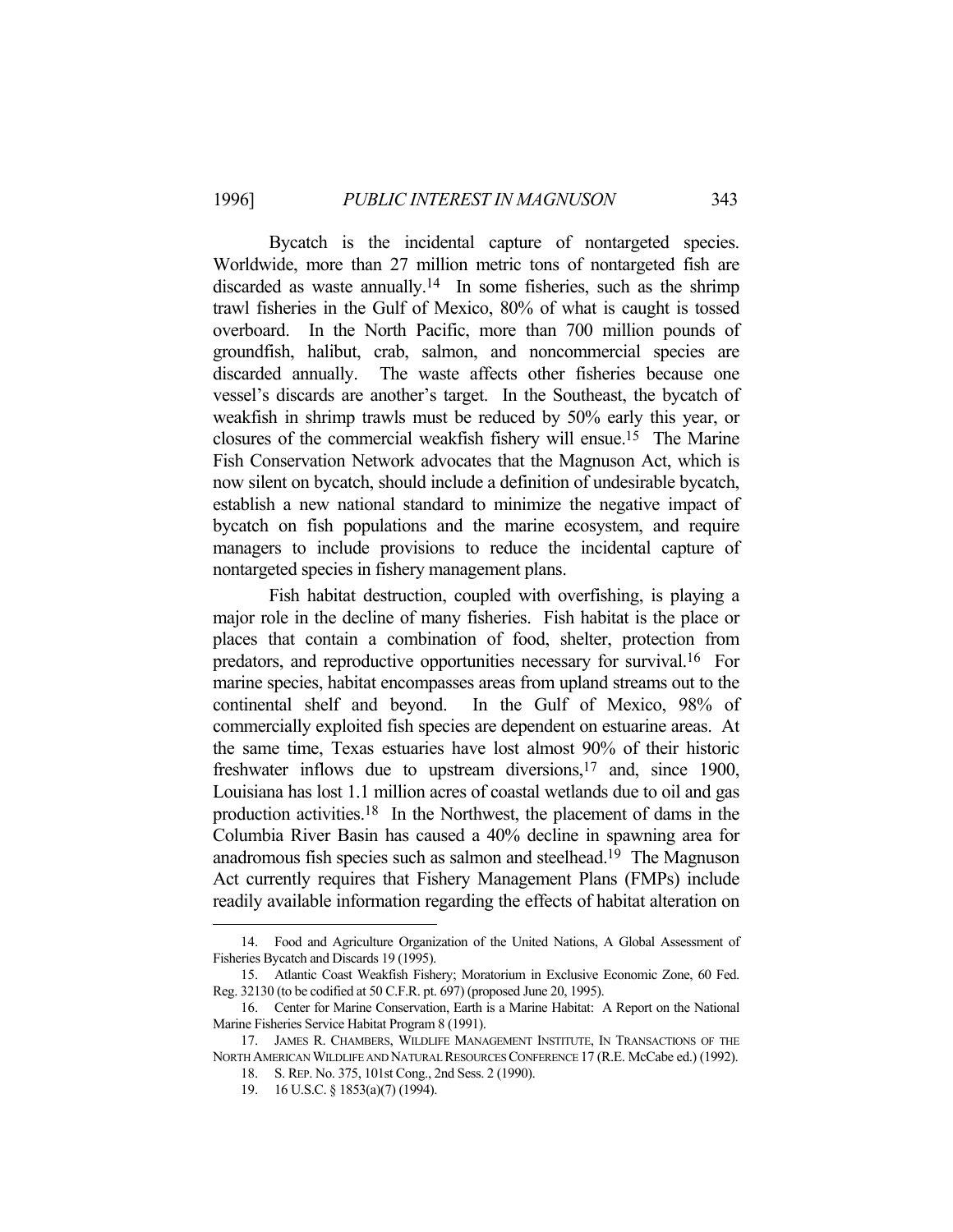Bycatch is the incidental capture of nontargeted species. Worldwide, more than 27 million metric tons of nontargeted fish are discarded as waste annually.[14] In some fisheries, such as the shrimp trawl fisheries in the Gulf of Mexico, 80% of what is caught is tossed overboard. In the North Pacific, more than 700 million pounds of groundfish, halibut, crab, salmon, and noncommercial species are discarded annually. The waste affects other fisheries because one vessel's discards are another's target. In the Southeast, the bycatch of weakfish in shrimp trawls must be reduced by 50% early this year, or closures of the commercial weakfish fishery will ensue.[15] The Marine Fish Conservation Network advocates that the Magnuson Act, which is now silent on bycatch, should include a definition of undesirable bycatch, establish a new national standard to minimize the negative impact of bycatch on fish populations and the marine ecosystem, and require managers to include provisions to reduce the incidental capture of nontargeted species in fishery management plans.

Fish habitat destruction, coupled with overfishing, is playing a major role in the decline of many fisheries. Fish habitat is the place or places that contain a combination of food, shelter, protection from predators, and reproductive opportunities necessary for survival.[16] For marine species, habitat encompasses areas from upland streams out to the continental shelf and beyond. In the Gulf of Mexico, 98% of commercially exploited fish species are dependent on estuarine areas. At the same time, Texas estuaries have lost almost 90% of their historic freshwater inflows due to upstream diversions,[17] and, since 1900, Louisiana has lost 1.1 million acres of coastal wetlands due to oil and gas production activities.[18] In the Northwest, the placement of dams in the Columbia River Basin has caused a 40% decline in spawning area for anadromous fish species such as salmon and steelhead.[19] The Magnuson Act currently requires that Fishery Management Plans (FMPs) include readily available information regarding the effects of habitat alteration on

---

14. Food and Agriculture Organization of the United Nations, A Global Assessment of Fisheries Bycatch and Discards 19 (1995).

15. Atlantic Coast Weakfish Fishery; Moratorium in Exclusive Economic Zone, 60 Fed. Reg. 32130 (to be codified at 50 C.F.R. pt. 697) (proposed June 20, 1995).

16. Center for Marine Conservation, Earth is a Marine Habitat: A Report on the National Marine Fisheries Service Habitat Program 8 (1991).

17. JAMES R. CHAMBERS, WILDLIFE MANAGEMENT INSTITUTE, IN TRANSACTIONS OF THE NORTH AMERICAN WILDLIFE AND NATURAL RESOURCES CONFERENCE 17 (R.E. McCabe ed.) (1992).

18. S. REP. No. 375, 101st Cong., 2nd Sess. 2 (1990).

19. 16 U.S.C. § 1853(a)(7) (1994).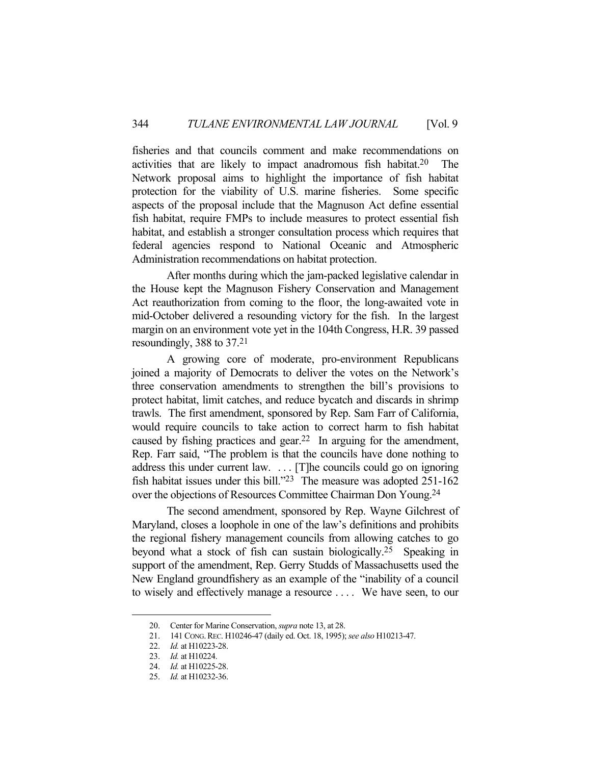fisheries and that councils comment and make recommendations on activities that are likely to impact anadromous fish habitat.[20] The Network proposal aims to highlight the importance of fish habitat protection for the viability of U.S. marine fisheries. Some specific aspects of the proposal include that the Magnuson Act define essential fish habitat, require FMPs to include measures to protect essential fish habitat, and establish a stronger consultation process which requires that federal agencies respond to National Oceanic and Atmospheric Administration recommendations on habitat protection.

After months during which the jam-packed legislative calendar in the House kept the Magnuson Fishery Conservation and Management Act reauthorization from coming to the floor, the long-awaited vote in mid-October delivered a resounding victory for the fish. In the largest margin on an environment vote yet in the 104th Congress, H.R. 39 passed resoundingly, 388 to 37.[21]

A growing core of moderate, pro-environment Republicans joined a majority of Democrats to deliver the votes on the Network's three conservation amendments to strengthen the bill's provisions to protect habitat, limit catches, and reduce bycatch and discards in shrimp trawls. The first amendment, sponsored by Rep. Sam Farr of California, would require councils to take action to correct harm to fish habitat caused by fishing practices and gear.[22] In arguing for the amendment, Rep. Farr said, "The problem is that the councils have done nothing to address this under current law. . . . [T]he councils could go on ignoring fish habitat issues under this bill."[23] The measure was adopted 251-162 over the objections of Resources Committee Chairman Don Young.[24]

The second amendment, sponsored by Rep. Wayne Gilchrest of Maryland, closes a loophole in one of the law's definitions and prohibits the regional fishery management councils from allowing catches to go beyond what a stock of fish can sustain biologically.[25] Speaking in support of the amendment, Rep. Gerry Studds of Massachusetts used the New England groundfishery as an example of the "inability of a council to wisely and effectively manage a resource . . . . We have seen, to our

---

20. Center for Marine Conservation, *supra* note 13, at 28.

21. 141 CONG. REC. H10246-47 (daily ed. Oct. 18, 1995); *see also* H10213-47.

22. *Id.* at H10223-28.

23. *Id.* at H10224.

24. *Id.* at H10225-28.

25. *Id.* at H10232-36.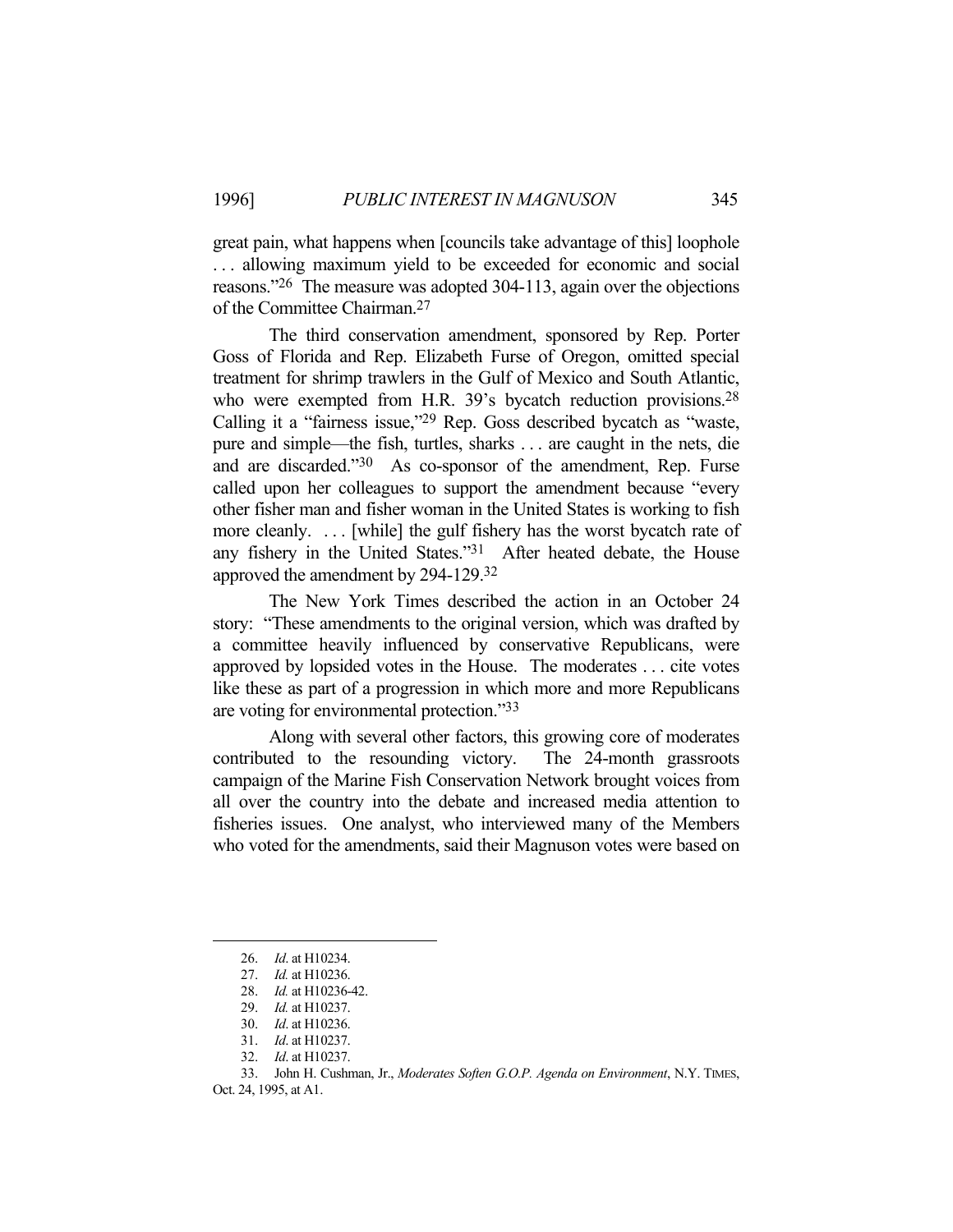great pain, what happens when [councils take advantage of this] loophole . . . allowing maximum yield to be exceeded for economic and social reasons."[26] The measure was adopted 304-113, again over the objections of the Committee Chairman.[27]

The third conservation amendment, sponsored by Rep. Porter Goss of Florida and Rep. Elizabeth Furse of Oregon, omitted special treatment for shrimp trawlers in the Gulf of Mexico and South Atlantic, who were exempted from H.R. 39's bycatch reduction provisions.[28] Calling it a "fairness issue,"[29] Rep. Goss described bycatch as "waste, pure and simple—the fish, turtles, sharks . . . are caught in the nets, die and are discarded."[30] As co-sponsor of the amendment, Rep. Furse called upon her colleagues to support the amendment because "every other fisher man and fisher woman in the United States is working to fish more cleanly. . . . [while] the gulf fishery has the worst bycatch rate of any fishery in the United States."[31] After heated debate, the House approved the amendment by 294-129.[32]

The New York Times described the action in an October 24 story: "These amendments to the original version, which was drafted by a committee heavily influenced by conservative Republicans, were approved by lopsided votes in the House. The moderates . . . cite votes like these as part of a progression in which more and more Republicans are voting for environmental protection."[33]

Along with several other factors, this growing core of moderates contributed to the resounding victory. The 24-month grassroots campaign of the Marine Fish Conservation Network brought voices from all over the country into the debate and increased media attention to fisheries issues. One analyst, who interviewed many of the Members who voted for the amendments, said their Magnuson votes were based on

---

26. *Id*. at H10234.
27. *Id.* at H10236.
28. *Id.* at H10236-42.
29. *Id.* at H10237.
30. *Id*. at H10236.
31. *Id*. at H10237.
32. *Id*. at H10237.
33. John H. Cushman, Jr., *Moderates Soften G.O.P. Agenda on Environment*, N.Y. TIMES, Oct. 24, 1995, at A1.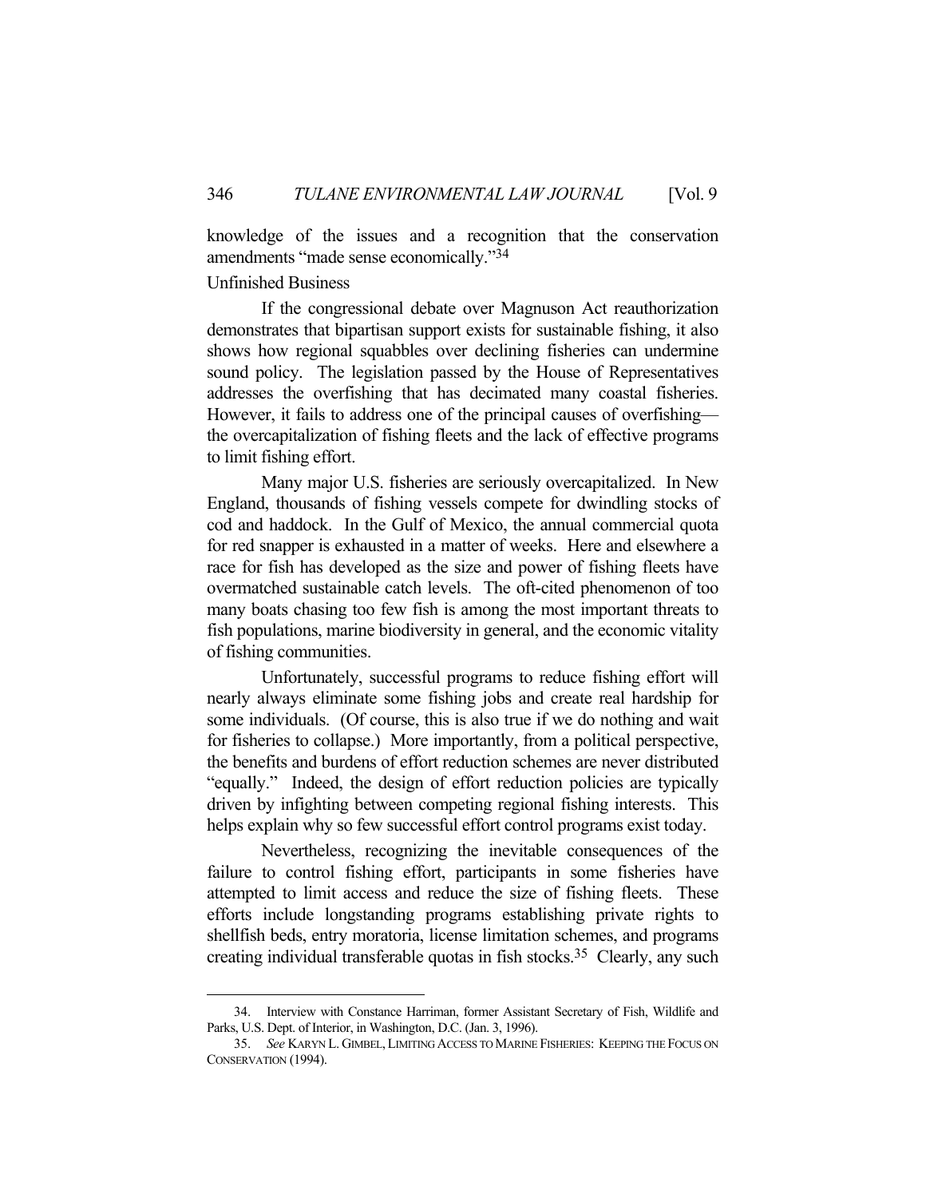knowledge of the issues and a recognition that the conservation amendments "made sense economically."[34]

## Unfinished Business

If the congressional debate over Magnuson Act reauthorization demonstrates that bipartisan support exists for sustainable fishing, it also shows how regional squabbles over declining fisheries can undermine sound policy. The legislation passed by the House of Representatives addresses the overfishing that has decimated many coastal fisheries. However, it fails to address one of the principal causes of overfishing—the overcapitalization of fishing fleets and the lack of effective programs to limit fishing effort.

Many major U.S. fisheries are seriously overcapitalized. In New England, thousands of fishing vessels compete for dwindling stocks of cod and haddock. In the Gulf of Mexico, the annual commercial quota for red snapper is exhausted in a matter of weeks. Here and elsewhere a race for fish has developed as the size and power of fishing fleets have overmatched sustainable catch levels. The oft-cited phenomenon of too many boats chasing too few fish is among the most important threats to fish populations, marine biodiversity in general, and the economic vitality of fishing communities.

Unfortunately, successful programs to reduce fishing effort will nearly always eliminate some fishing jobs and create real hardship for some individuals. (Of course, this is also true if we do nothing and wait for fisheries to collapse.) More importantly, from a political perspective, the benefits and burdens of effort reduction schemes are never distributed "equally." Indeed, the design of effort reduction policies are typically driven by infighting between competing regional fishing interests. This helps explain why so few successful effort control programs exist today.

Nevertheless, recognizing the inevitable consequences of the failure to control fishing effort, participants in some fisheries have attempted to limit access and reduce the size of fishing fleets. These efforts include longstanding programs establishing private rights to shellfish beds, entry moratoria, license limitation schemes, and programs creating individual transferable quotas in fish stocks.[35] Clearly, any such

---

34. Interview with Constance Harriman, former Assistant Secretary of Fish, Wildlife and Parks, U.S. Dept. of Interior, in Washington, D.C. (Jan. 3, 1996).

35. *See* KARYN L. GIMBEL, LIMITING ACCESS TO MARINE FISHERIES: KEEPING THE FOCUS ON CONSERVATION (1994).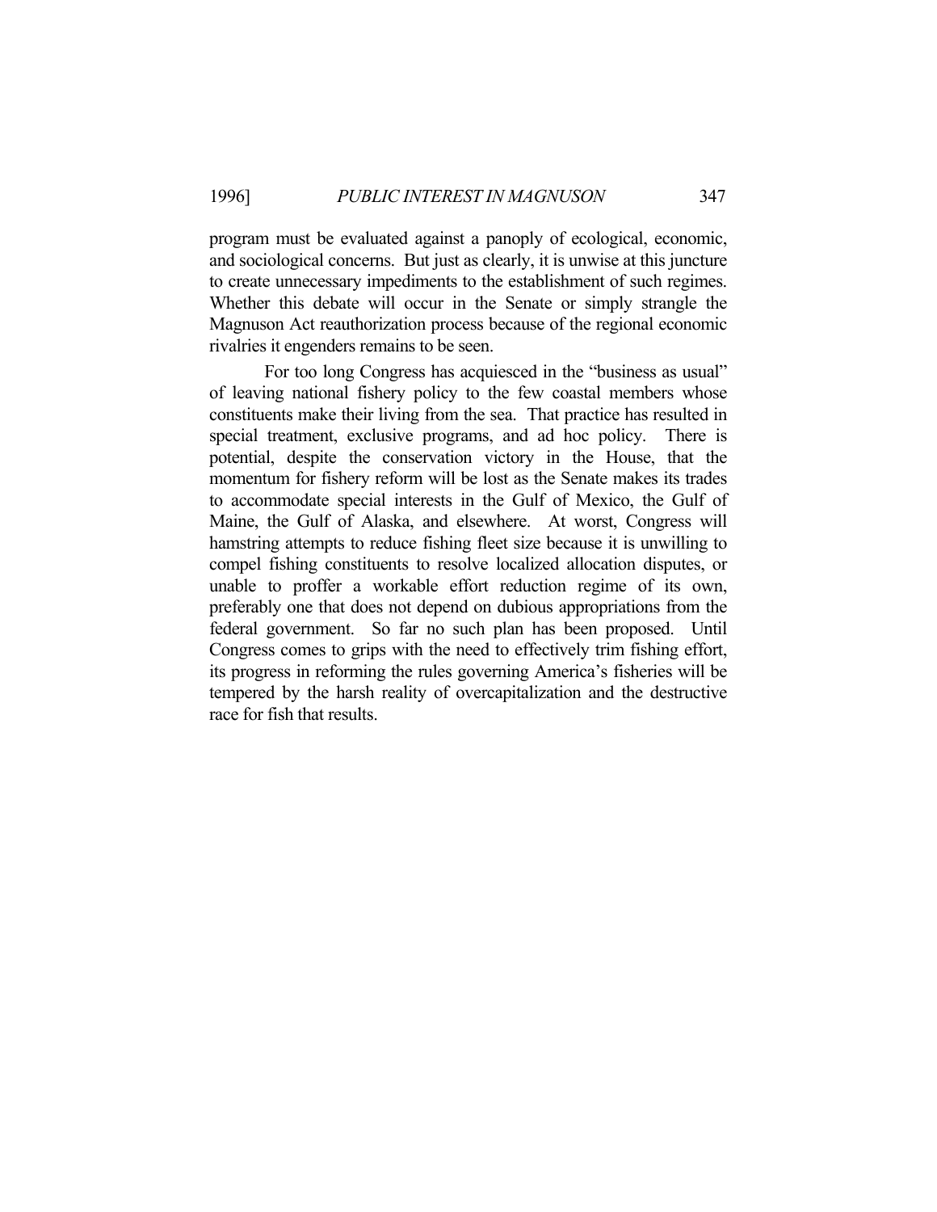program must be evaluated against a panoply of ecological, economic, and sociological concerns. But just as clearly, it is unwise at this juncture to create unnecessary impediments to the establishment of such regimes. Whether this debate will occur in the Senate or simply strangle the Magnuson Act reauthorization process because of the regional economic rivalries it engenders remains to be seen.

For too long Congress has acquiesced in the "business as usual" of leaving national fishery policy to the few coastal members whose constituents make their living from the sea. That practice has resulted in special treatment, exclusive programs, and ad hoc policy. There is potential, despite the conservation victory in the House, that the momentum for fishery reform will be lost as the Senate makes its trades to accommodate special interests in the Gulf of Mexico, the Gulf of Maine, the Gulf of Alaska, and elsewhere. At worst, Congress will hamstring attempts to reduce fishing fleet size because it is unwilling to compel fishing constituents to resolve localized allocation disputes, or unable to proffer a workable effort reduction regime of its own, preferably one that does not depend on dubious appropriations from the federal government. So far no such plan has been proposed. Until Congress comes to grips with the need to effectively trim fishing effort, its progress in reforming the rules governing America's fisheries will be tempered by the harsh reality of overcapitalization and the destructive race for fish that results.